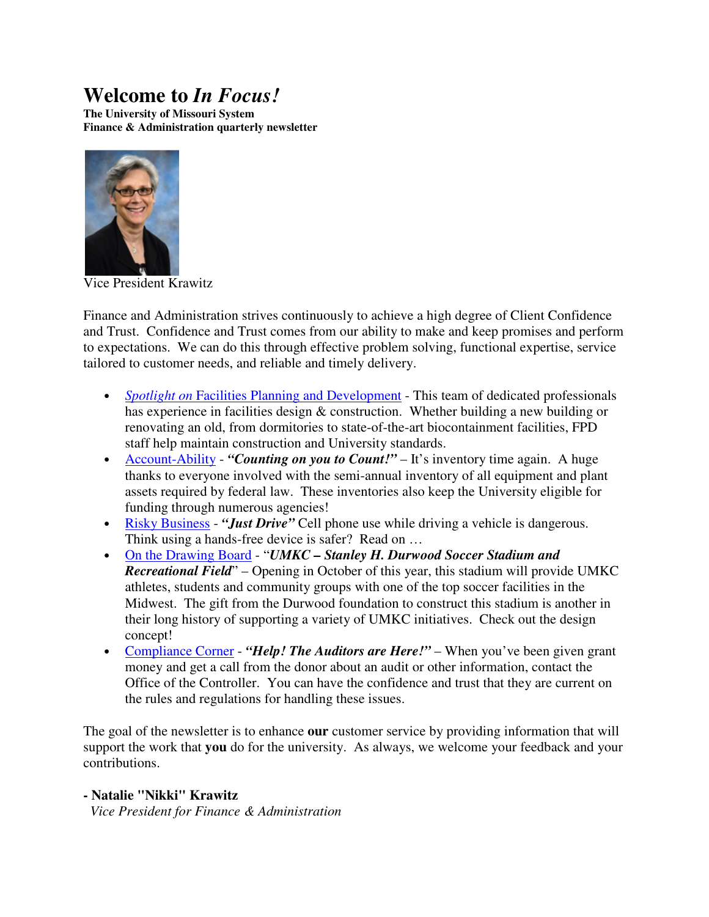# Welcome to *In Focus!*

**The University of Missouri System**
**Finance & Administration quarterly newsletter**

Vice President Krawitz

Finance and Administration strives continuously to achieve a high degree of Client Confidence and Trust. Confidence and Trust comes from our ability to make and keep promises and perform to expectations. We can do this through effective problem solving, functional expertise, service tailored to customer needs, and reliable and timely delivery.

- *Spotlight on* Facilities Planning and Development - This team of dedicated professionals has experience in facilities design & construction. Whether building a new building or renovating an old, from dormitories to state-of-the-art biocontainment facilities, FPD staff help maintain construction and University standards.
- Account-Ability - ***"Counting on you to Count!"*** – It's inventory time again. A huge thanks to everyone involved with the semi-annual inventory of all equipment and plant assets required by federal law. These inventories also keep the University eligible for funding through numerous agencies!
- Risky Business - ***"Just Drive"*** Cell phone use while driving a vehicle is dangerous. Think using a hands-free device is safer? Read on …
- On the Drawing Board - "***UMKC – Stanley H. Durwood Soccer Stadium and Recreational Field***" – Opening in October of this year, this stadium will provide UMKC athletes, students and community groups with one of the top soccer facilities in the Midwest. The gift from the Durwood foundation to construct this stadium is another in their long history of supporting a variety of UMKC initiatives. Check out the design concept!
- Compliance Corner - ***"Help! The Auditors are Here!"*** – When you've been given grant money and get a call from the donor about an audit or other information, contact the Office of the Controller. You can have the confidence and trust that they are current on the rules and regulations for handling these issues.

The goal of the newsletter is to enhance **our** customer service by providing information that will support the work that **you** do for the university. As always, we welcome your feedback and your contributions.

**- Natalie "Nikki" Krawitz**
*Vice President for Finance & Administration*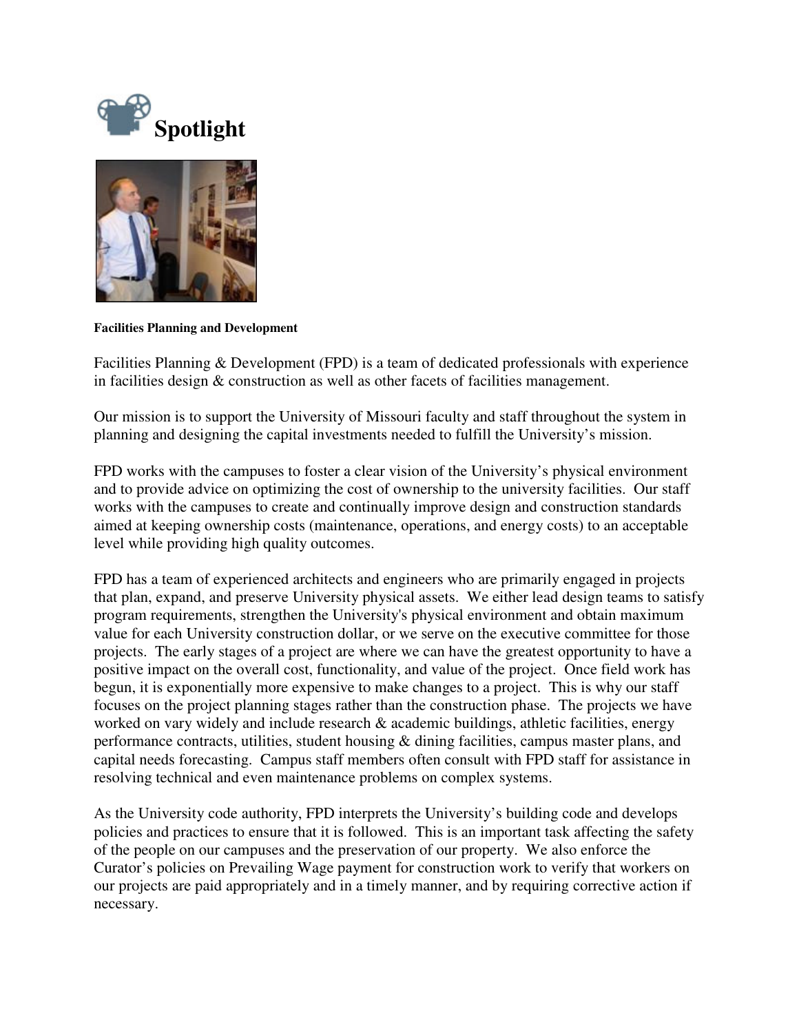# Spotlight

**Facilities Planning and Development**

Facilities Planning & Development (FPD) is a team of dedicated professionals with experience in facilities design & construction as well as other facets of facilities management.

Our mission is to support the University of Missouri faculty and staff throughout the system in planning and designing the capital investments needed to fulfill the University's mission.

FPD works with the campuses to foster a clear vision of the University's physical environment and to provide advice on optimizing the cost of ownership to the university facilities. Our staff works with the campuses to create and continually improve design and construction standards aimed at keeping ownership costs (maintenance, operations, and energy costs) to an acceptable level while providing high quality outcomes.

FPD has a team of experienced architects and engineers who are primarily engaged in projects that plan, expand, and preserve University physical assets. We either lead design teams to satisfy program requirements, strengthen the University's physical environment and obtain maximum value for each University construction dollar, or we serve on the executive committee for those projects. The early stages of a project are where we can have the greatest opportunity to have a positive impact on the overall cost, functionality, and value of the project. Once field work has begun, it is exponentially more expensive to make changes to a project. This is why our staff focuses on the project planning stages rather than the construction phase. The projects we have worked on vary widely and include research & academic buildings, athletic facilities, energy performance contracts, utilities, student housing & dining facilities, campus master plans, and capital needs forecasting. Campus staff members often consult with FPD staff for assistance in resolving technical and even maintenance problems on complex systems.

As the University code authority, FPD interprets the University's building code and develops policies and practices to ensure that it is followed. This is an important task affecting the safety of the people on our campuses and the preservation of our property. We also enforce the Curator's policies on Prevailing Wage payment for construction work to verify that workers on our projects are paid appropriately and in a timely manner, and by requiring corrective action if necessary.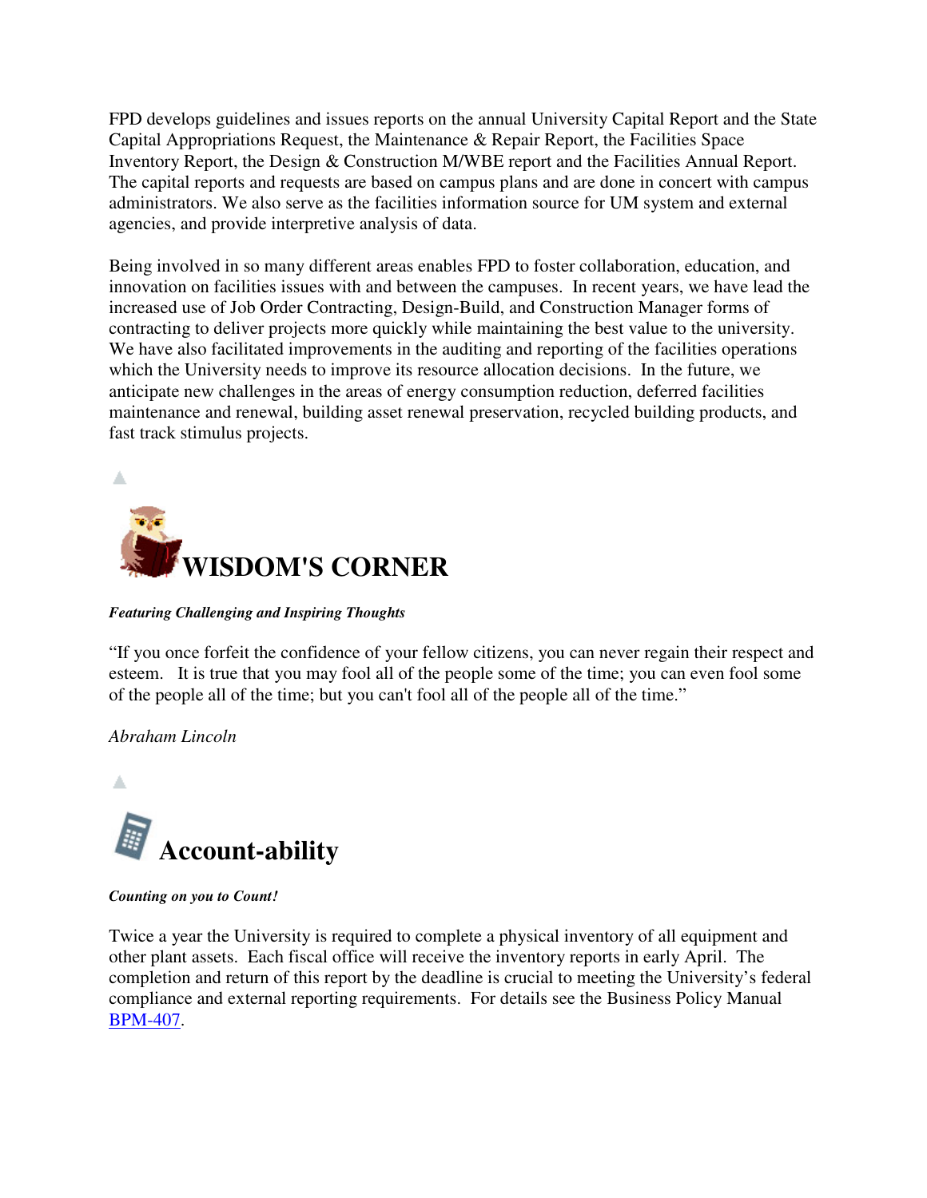FPD develops guidelines and issues reports on the annual University Capital Report and the State Capital Appropriations Request, the Maintenance & Repair Report, the Facilities Space Inventory Report, the Design & Construction M/WBE report and the Facilities Annual Report. The capital reports and requests are based on campus plans and are done in concert with campus administrators. We also serve as the facilities information source for UM system and external agencies, and provide interpretive analysis of data.

Being involved in so many different areas enables FPD to foster collaboration, education, and innovation on facilities issues with and between the campuses. In recent years, we have lead the increased use of Job Order Contracting, Design-Build, and Construction Manager forms of contracting to deliver projects more quickly while maintaining the best value to the university. We have also facilitated improvements in the auditing and reporting of the facilities operations which the University needs to improve its resource allocation decisions. In the future, we anticipate new challenges in the areas of energy consumption reduction, deferred facilities maintenance and renewal, building asset renewal preservation, recycled building products, and fast track stimulus projects.

# WISDOM'S CORNER

***Featuring Challenging and Inspiring Thoughts***

"If you once forfeit the confidence of your fellow citizens, you can never regain their respect and esteem. It is true that you may fool all of the people some of the time; you can even fool some of the people all of the time; but you can't fool all of the people all of the time."

*Abraham Lincoln*

# Account-ability

***Counting on you to Count!***

Twice a year the University is required to complete a physical inventory of all equipment and other plant assets. Each fiscal office will receive the inventory reports in early April. The completion and return of this report by the deadline is crucial to meeting the University's federal compliance and external reporting requirements. For details see the Business Policy Manual BPM-407.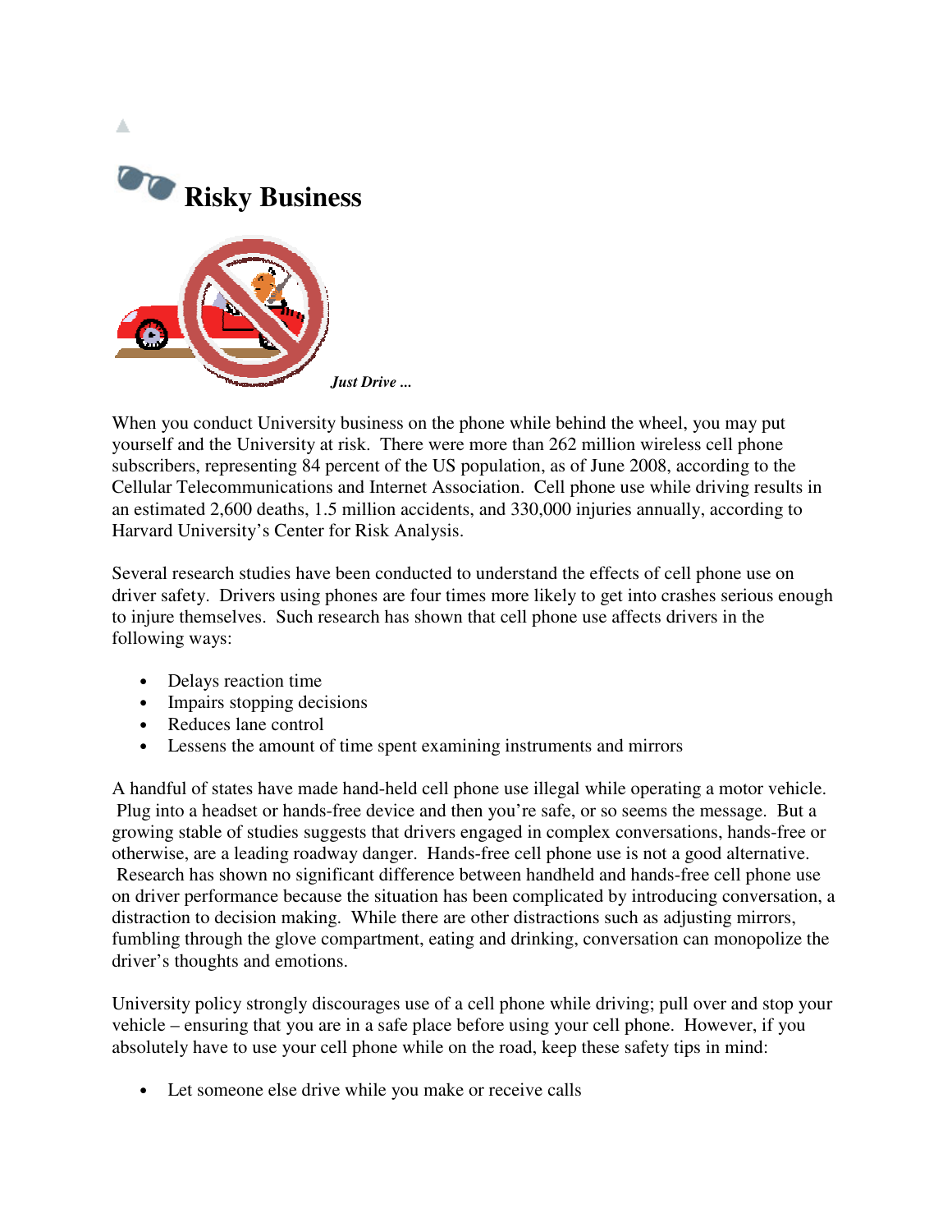# Risky Business

*Just Drive ...*

When you conduct University business on the phone while behind the wheel, you may put yourself and the University at risk. There were more than 262 million wireless cell phone subscribers, representing 84 percent of the US population, as of June 2008, according to the Cellular Telecommunications and Internet Association. Cell phone use while driving results in an estimated 2,600 deaths, 1.5 million accidents, and 330,000 injuries annually, according to Harvard University's Center for Risk Analysis.

Several research studies have been conducted to understand the effects of cell phone use on driver safety. Drivers using phones are four times more likely to get into crashes serious enough to injure themselves. Such research has shown that cell phone use affects drivers in the following ways:

- Delays reaction time
- Impairs stopping decisions
- Reduces lane control
- Lessens the amount of time spent examining instruments and mirrors

A handful of states have made hand-held cell phone use illegal while operating a motor vehicle. Plug into a headset or hands-free device and then you're safe, or so seems the message. But a growing stable of studies suggests that drivers engaged in complex conversations, hands-free or otherwise, are a leading roadway danger. Hands-free cell phone use is not a good alternative. Research has shown no significant difference between handheld and hands-free cell phone use on driver performance because the situation has been complicated by introducing conversation, a distraction to decision making. While there are other distractions such as adjusting mirrors, fumbling through the glove compartment, eating and drinking, conversation can monopolize the driver's thoughts and emotions.

University policy strongly discourages use of a cell phone while driving; pull over and stop your vehicle – ensuring that you are in a safe place before using your cell phone. However, if you absolutely have to use your cell phone while on the road, keep these safety tips in mind:

- Let someone else drive while you make or receive calls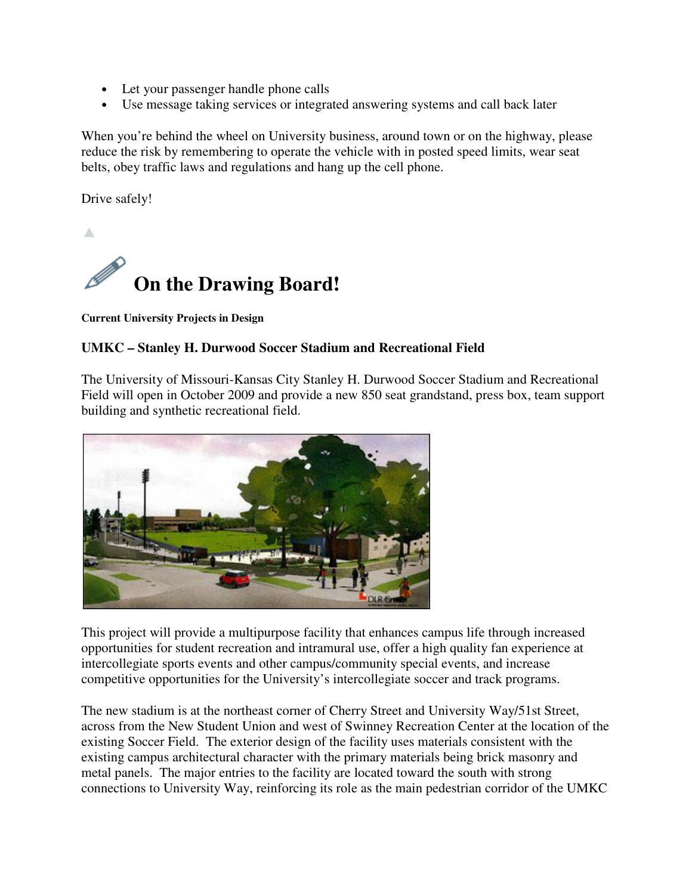- Let your passenger handle phone calls
- Use message taking services or integrated answering systems and call back later

When you're behind the wheel on University business, around town or on the highway, please reduce the risk by remembering to operate the vehicle with in posted speed limits, wear seat belts, obey traffic laws and regulations and hang up the cell phone.

Drive safely!

# On the Drawing Board!

**Current University Projects in Design**

### UMKC – Stanley H. Durwood Soccer Stadium and Recreational Field

The University of Missouri-Kansas City Stanley H. Durwood Soccer Stadium and Recreational Field will open in October 2009 and provide a new 850 seat grandstand, press box, team support building and synthetic recreational field.

This project will provide a multipurpose facility that enhances campus life through increased opportunities for student recreation and intramural use, offer a high quality fan experience at intercollegiate sports events and other campus/community special events, and increase competitive opportunities for the University's intercollegiate soccer and track programs.

The new stadium is at the northeast corner of Cherry Street and University Way/51st Street, across from the New Student Union and west of Swinney Recreation Center at the location of the existing Soccer Field. The exterior design of the facility uses materials consistent with the existing campus architectural character with the primary materials being brick masonry and metal panels. The major entries to the facility are located toward the south with strong connections to University Way, reinforcing its role as the main pedestrian corridor of the UMKC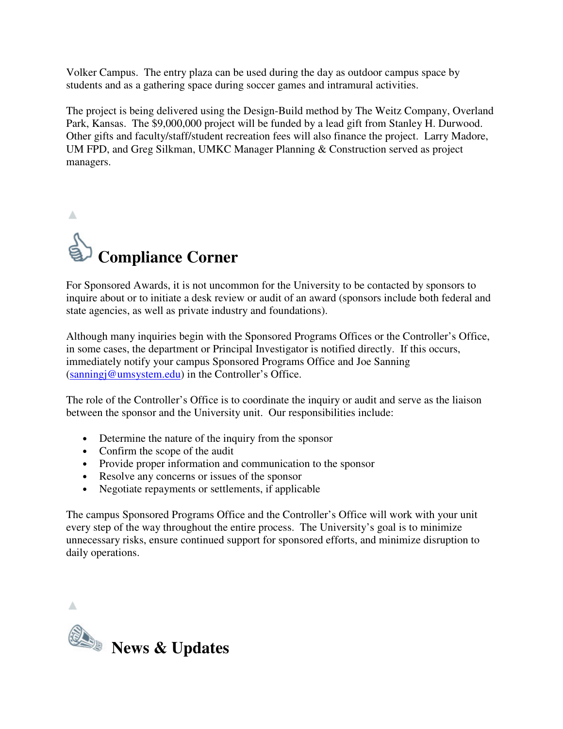Volker Campus. The entry plaza can be used during the day as outdoor campus space by students and as a gathering space during soccer games and intramural activities.

The project is being delivered using the Design-Build method by The Weitz Company, Overland Park, Kansas. The $9,000,000 project will be funded by a lead gift from Stanley H. Durwood. Other gifts and faculty/staff/student recreation fees will also finance the project. Larry Madore, UM FPD, and Greg Silkman, UMKC Manager Planning & Construction served as project managers.

# Compliance Corner

For Sponsored Awards, it is not uncommon for the University to be contacted by sponsors to inquire about or to initiate a desk review or audit of an award (sponsors include both federal and state agencies, as well as private industry and foundations).

Although many inquiries begin with the Sponsored Programs Offices or the Controller's Office, in some cases, the department or Principal Investigator is notified directly. If this occurs, immediately notify your campus Sponsored Programs Office and Joe Sanning (sanningj@umsystem.edu) in the Controller's Office.

The role of the Controller's Office is to coordinate the inquiry or audit and serve as the liaison between the sponsor and the University unit. Our responsibilities include:

- Determine the nature of the inquiry from the sponsor
- Confirm the scope of the audit
- Provide proper information and communication to the sponsor
- Resolve any concerns or issues of the sponsor
- Negotiate repayments or settlements, if applicable

The campus Sponsored Programs Office and the Controller's Office will work with your unit every step of the way throughout the entire process. The University's goal is to minimize unnecessary risks, ensure continued support for sponsored efforts, and minimize disruption to daily operations.

# News & Updates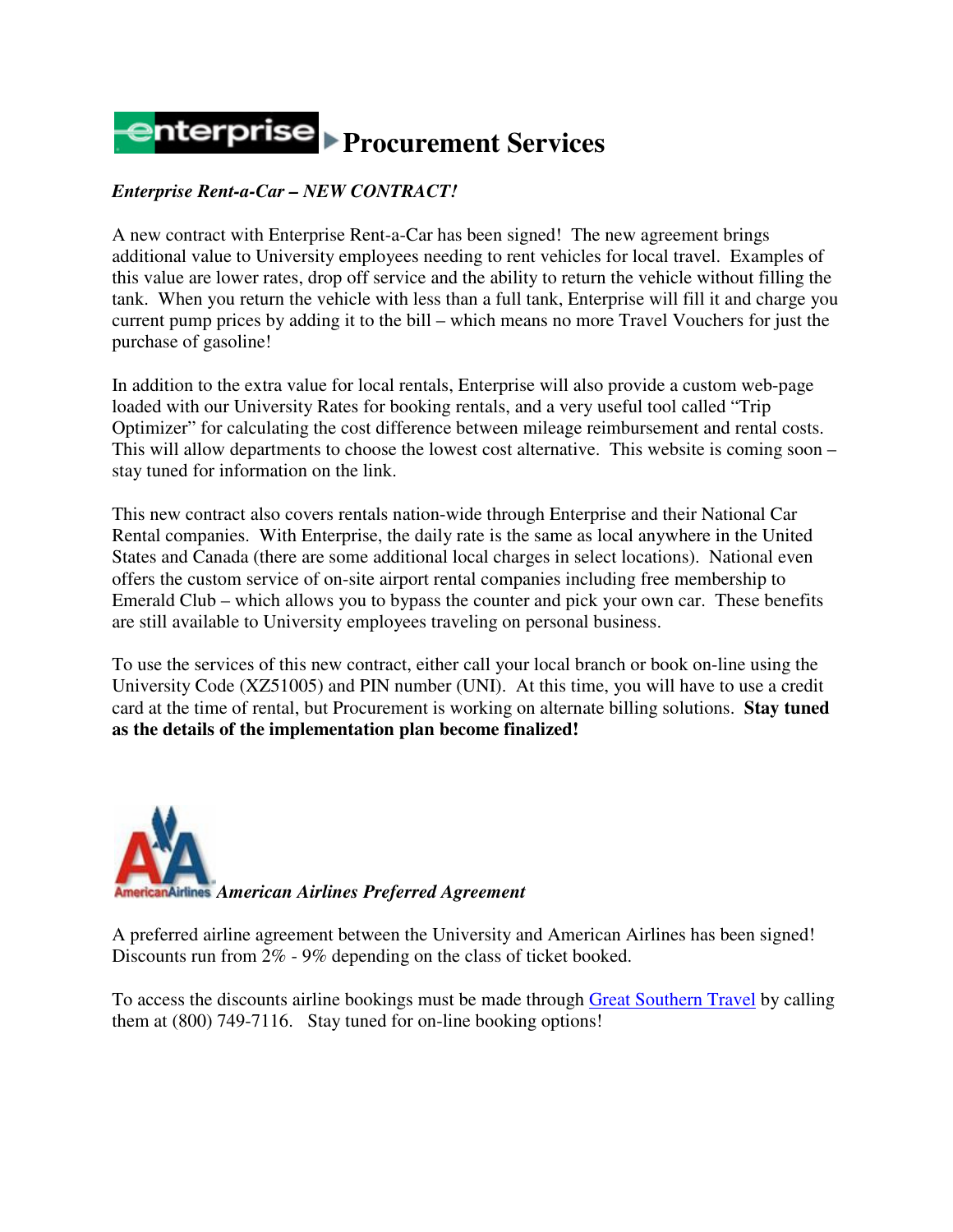# Procurement Services

***Enterprise Rent-a-Car – NEW CONTRACT!***

A new contract with Enterprise Rent-a-Car has been signed! The new agreement brings additional value to University employees needing to rent vehicles for local travel. Examples of this value are lower rates, drop off service and the ability to return the vehicle without filling the tank. When you return the vehicle with less than a full tank, Enterprise will fill it and charge you current pump prices by adding it to the bill – which means no more Travel Vouchers for just the purchase of gasoline!

In addition to the extra value for local rentals, Enterprise will also provide a custom web-page loaded with our University Rates for booking rentals, and a very useful tool called "Trip Optimizer" for calculating the cost difference between mileage reimbursement and rental costs. This will allow departments to choose the lowest cost alternative. This website is coming soon – stay tuned for information on the link.

This new contract also covers rentals nation-wide through Enterprise and their National Car Rental companies. With Enterprise, the daily rate is the same as local anywhere in the United States and Canada (there are some additional local charges in select locations). National even offers the custom service of on-site airport rental companies including free membership to Emerald Club – which allows you to bypass the counter and pick your own car. These benefits are still available to University employees traveling on personal business.

To use the services of this new contract, either call your local branch or book on-line using the University Code (XZ51005) and PIN number (UNI). At this time, you will have to use a credit card at the time of rental, but Procurement is working on alternate billing solutions. **Stay tuned as the details of the implementation plan become finalized!**

***American Airlines Preferred Agreement***

A preferred airline agreement between the University and American Airlines has been signed! Discounts run from 2% - 9% depending on the class of ticket booked.

To access the discounts airline bookings must be made through Great Southern Travel by calling them at (800) 749-7116. Stay tuned for on-line booking options!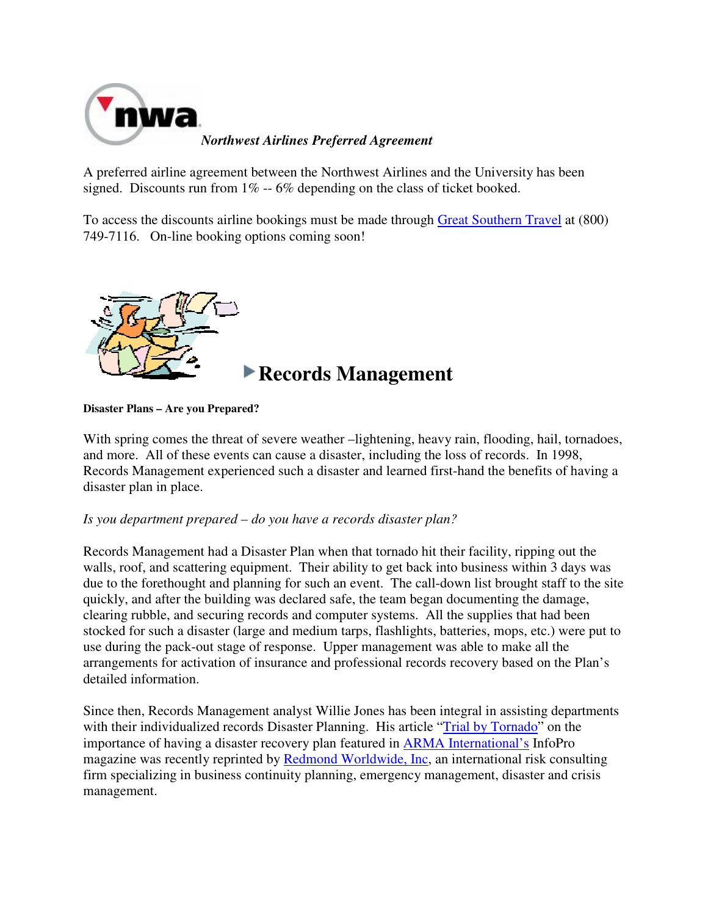## *Northwest Airlines Preferred Agreement*

A preferred airline agreement between the Northwest Airlines and the University has been signed. Discounts run from 1% -- 6% depending on the class of ticket booked.

To access the discounts airline bookings must be made through Great Southern Travel at (800) 749-7116. On-line booking options coming soon!

## Records Management

**Disaster Plans – Are you Prepared?**

With spring comes the threat of severe weather –lightening, heavy rain, flooding, hail, tornadoes, and more. All of these events can cause a disaster, including the loss of records. In 1998, Records Management experienced such a disaster and learned first-hand the benefits of having a disaster plan in place.

*Is you department prepared – do you have a records disaster plan?*

Records Management had a Disaster Plan when that tornado hit their facility, ripping out the walls, roof, and scattering equipment. Their ability to get back into business within 3 days was due to the forethought and planning for such an event. The call-down list brought staff to the site quickly, and after the building was declared safe, the team began documenting the damage, clearing rubble, and securing records and computer systems. All the supplies that had been stocked for such a disaster (large and medium tarps, flashlights, batteries, mops, etc.) were put to use during the pack-out stage of response. Upper management was able to make all the arrangements for activation of insurance and professional records recovery based on the Plan's detailed information.

Since then, Records Management analyst Willie Jones has been integral in assisting departments with their individualized records Disaster Planning. His article "Trial by Tornado" on the importance of having a disaster recovery plan featured in ARMA International's InfoPro magazine was recently reprinted by Redmond Worldwide, Inc, an international risk consulting firm specializing in business continuity planning, emergency management, disaster and crisis management.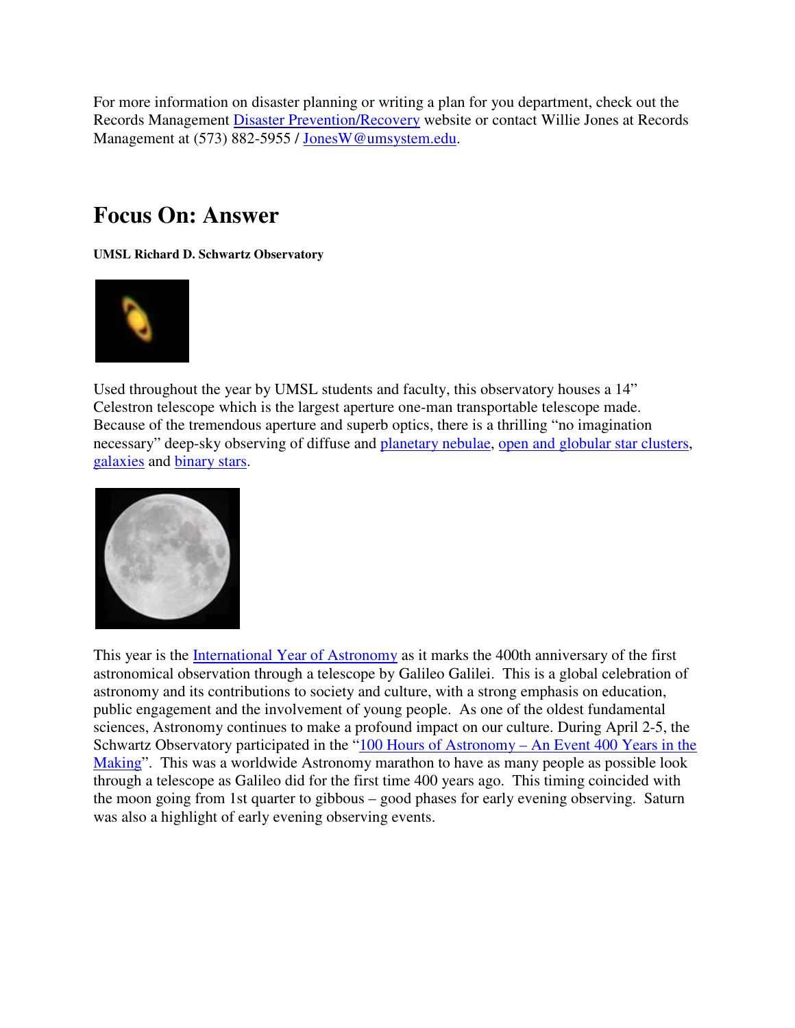For more information on disaster planning or writing a plan for you department, check out the Records Management Disaster Prevention/Recovery website or contact Willie Jones at Records Management at (573) 882-5955 / JonesW@umsystem.edu.

## Focus On: Answer

**UMSL Richard D. Schwartz Observatory**

Used throughout the year by UMSL students and faculty, this observatory houses a 14" Celestron telescope which is the largest aperture one-man transportable telescope made. Because of the tremendous aperture and superb optics, there is a thrilling "no imagination necessary" deep-sky observing of diffuse and planetary nebulae, open and globular star clusters, galaxies and binary stars.

This year is the International Year of Astronomy as it marks the 400th anniversary of the first astronomical observation through a telescope by Galileo Galilei. This is a global celebration of astronomy and its contributions to society and culture, with a strong emphasis on education, public engagement and the involvement of young people. As one of the oldest fundamental sciences, Astronomy continues to make a profound impact on our culture. During April 2-5, the Schwartz Observatory participated in the "100 Hours of Astronomy – An Event 400 Years in the Making". This was a worldwide Astronomy marathon to have as many people as possible look through a telescope as Galileo did for the first time 400 years ago. This timing coincided with the moon going from 1st quarter to gibbous – good phases for early evening observing. Saturn was also a highlight of early evening observing events.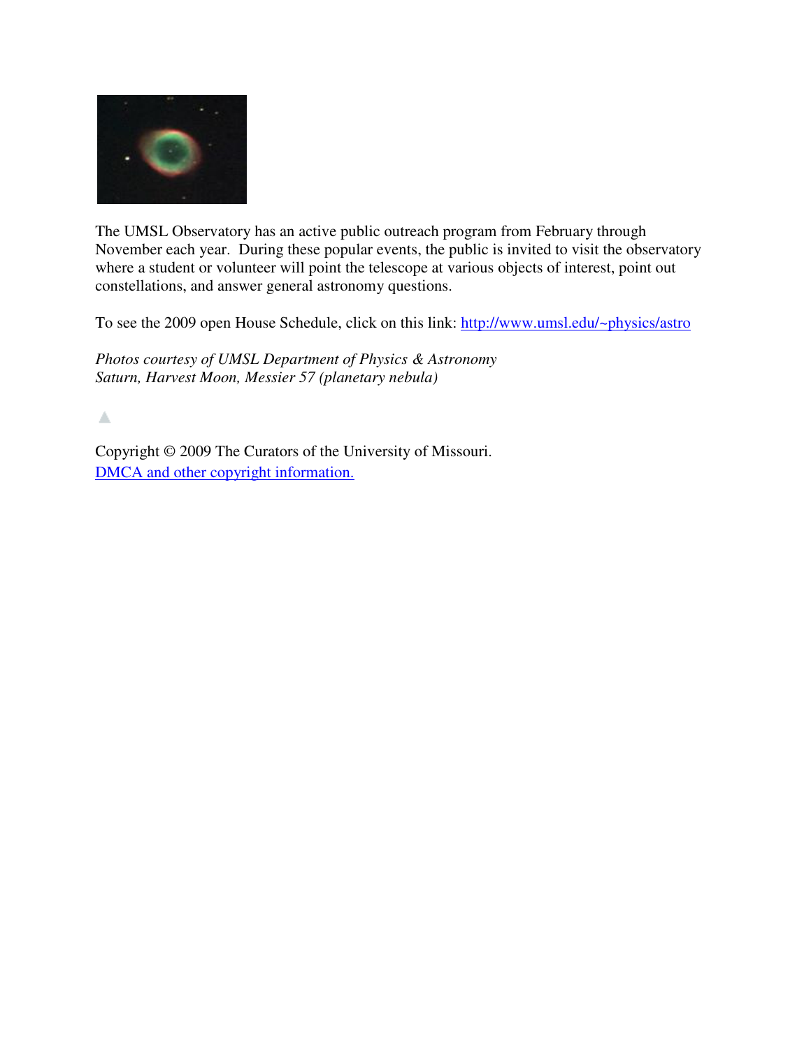The UMSL Observatory has an active public outreach program from February through November each year. During these popular events, the public is invited to visit the observatory where a student or volunteer will point the telescope at various objects of interest, point out constellations, and answer general astronomy questions.

To see the 2009 open House Schedule, click on this link: [http://www.umsl.edu/~physics/astro](http://www.umsl.edu/~physics/astro)

*Photos courtesy of UMSL Department of Physics & Astronomy*
*Saturn, Harvest Moon, Messier 57 (planetary nebula)*

Copyright © 2009 The Curators of the University of Missouri.
[DMCA and other copyright information.]()